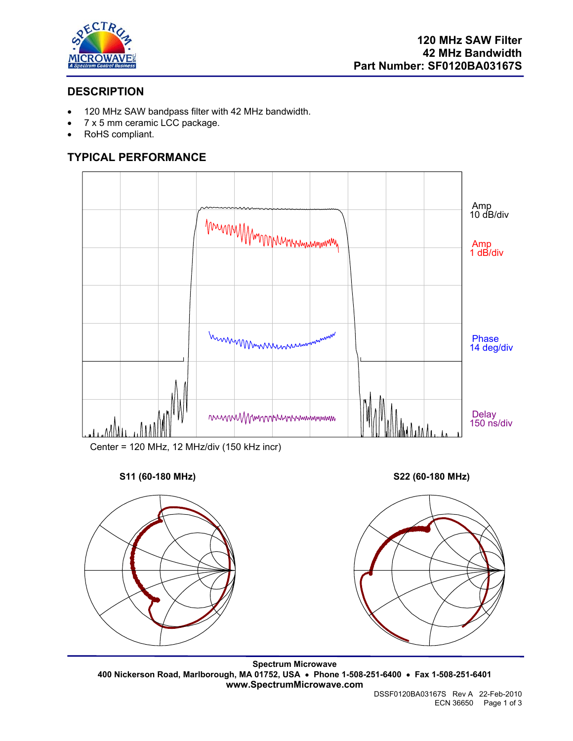**120 MHz SAW Filter**
**42 MHz Bandwidth**
**Part Number: SF0120BA03167S**

## DESCRIPTION

- 120 MHz SAW bandpass filter with 42 MHz bandwidth.
- 7 x 5 mm ceramic LCC package.
- RoHS compliant.

## TYPICAL PERFORMANCE

Amp 10 dB/div

Amp 1 dB/div

Phase 14 deg/div

Delay 150 ns/div

Center = 120 MHz, 12 MHz/div (150 kHz incr)

**S11 (60-180 MHz)**

**S22 (60-180 MHz)**

**Spectrum Microwave**
**400 Nickerson Road, Marlborough, MA 01752, USA • Phone 1-508-251-6400 • Fax 1-508-251-6401**
**www.SpectrumMicrowave.com**

DSSF0120BA03167S Rev A 22-Feb-2010
ECN 36650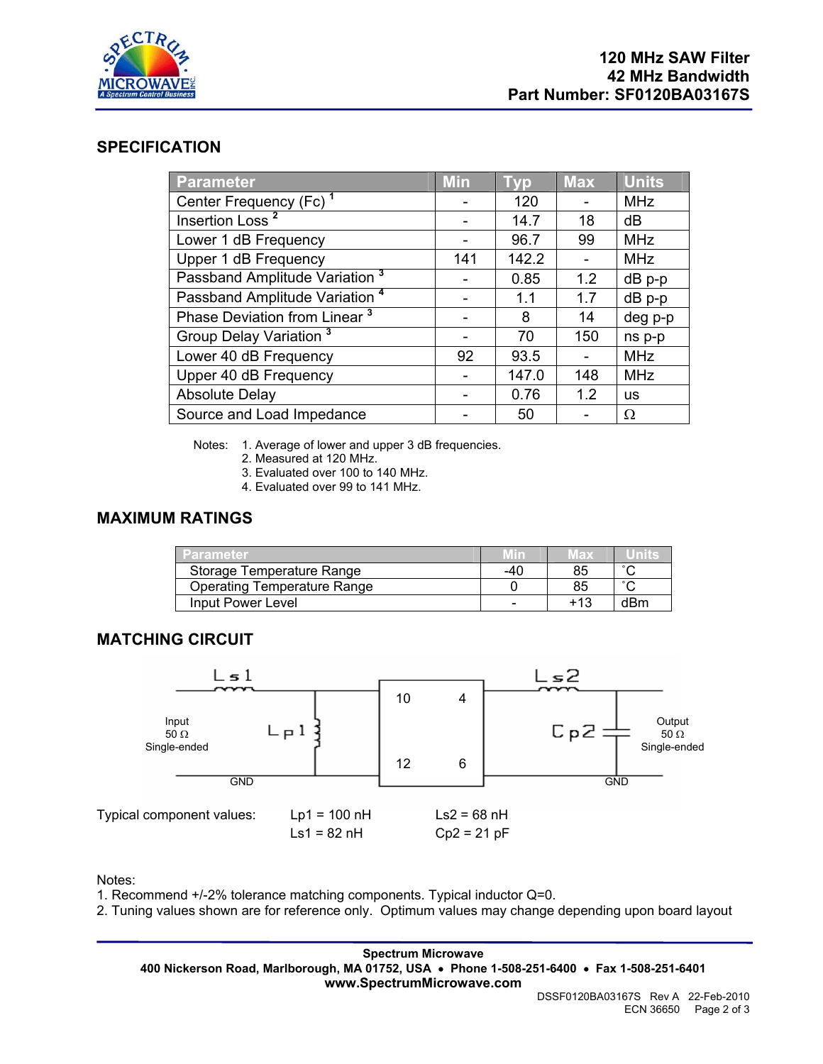**120 MHz SAW Filter**
**42 MHz Bandwidth**
**Part Number: SF0120BA03167S**

## SPECIFICATION

| Parameter | Min | Typ | Max | Units |
|---|---|---|---|---|
| Center Frequency (Fc) [1] | - | 120 | - | MHz |
| Insertion Loss [2] | - | 14.7 | 18 | dB |
| Lower 1 dB Frequency | - | 96.7 | 99 | MHz |
| Upper 1 dB Frequency | 141 | 142.2 | - | MHz |
| Passband Amplitude Variation [3] | - | 0.85 | 1.2 | dB p-p |
| Passband Amplitude Variation [4] | - | 1.1 | 1.7 | dB p-p |
| Phase Deviation from Linear [3] | - | 8 | 14 | deg p-p |
| Group Delay Variation [3] | - | 70 | 150 | ns p-p |
| Lower 40 dB Frequency | 92 | 93.5 | - | MHz |
| Upper 40 dB Frequency | - | 147.0 | 148 | MHz |
| Absolute Delay | - | 0.76 | 1.2 | us |
| Source and Load Impedance | - | 50 | - | Ω |

Notes:
1. Average of lower and upper 3 dB frequencies.
2. Measured at 120 MHz.
3. Evaluated over 100 to 140 MHz.
4. Evaluated over 99 to 141 MHz.

## MAXIMUM RATINGS

| Parameter | Min | Max | Units |
|---|---|---|---|
| Storage Temperature Range | -40 | 85 | ˚C |
| Operating Temperature Range | 0 | 85 | ˚C |
| Input Power Level | - | +13 | dBm |

## MATCHING CIRCUIT

Input 50 Ω Single-ended — Ls1 — Lp1 — [10, 12 | 4, 6] — Ls2 — Cp2 — Output 50 Ω Single-ended

GND GND

Typical component values: Lp1 = 100 nH Ls2 = 68 nH
Ls1 = 82 nH Cp2 = 21 pF

Notes:
1. Recommend +/-2% tolerance matching components. Typical inductor Q=0.
2. Tuning values shown are for reference only. Optimum values may change depending upon board layout

**Spectrum Microwave**
**400 Nickerson Road, Marlborough, MA 01752, USA • Phone 1-508-251-6400 • Fax 1-508-251-6401**
**www.SpectrumMicrowave.com**

DSSF0120BA03167S Rev A 22-Feb-2010
ECN 36650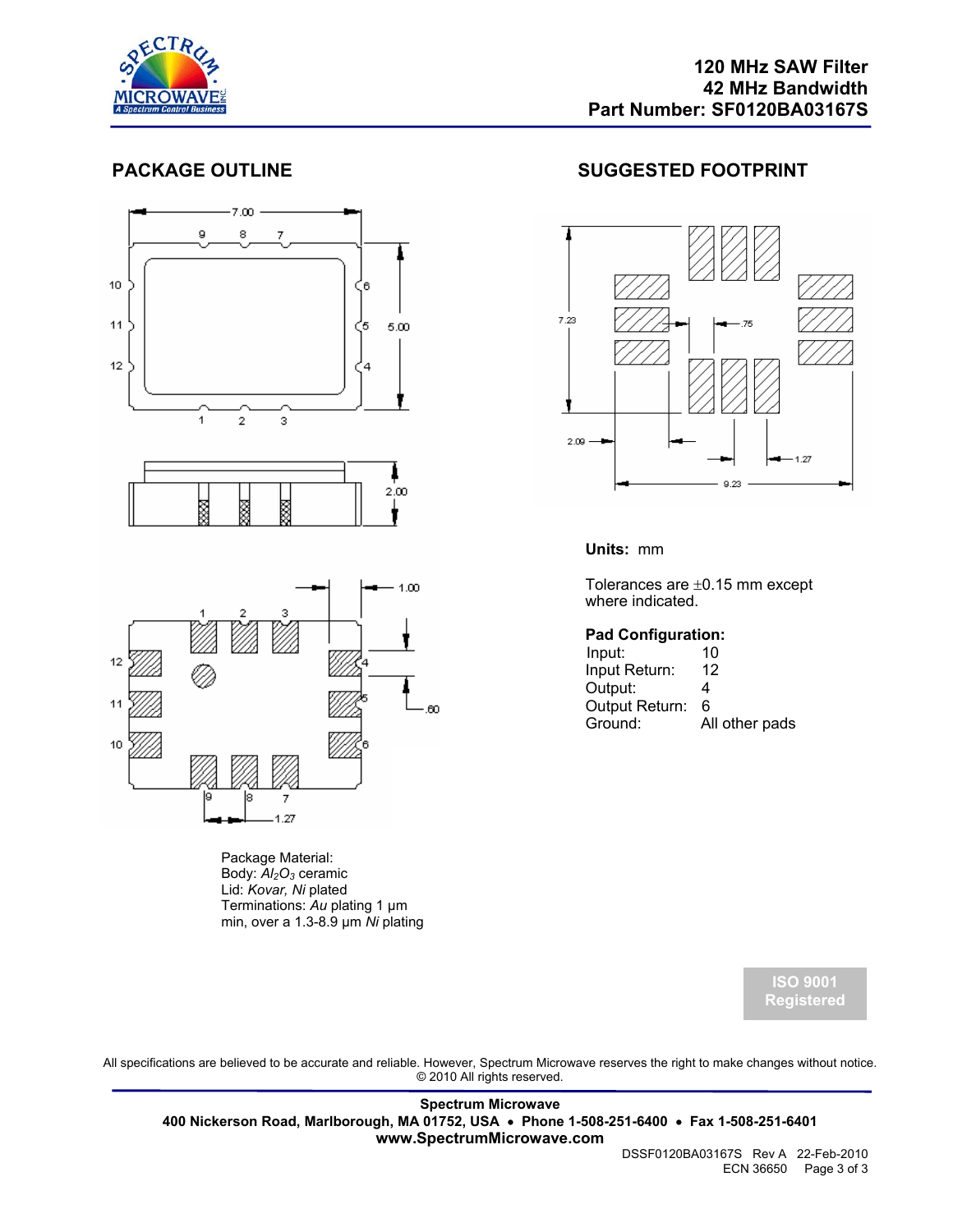# 120 MHz SAW Filter
# 42 MHz Bandwidth
# Part Number: SF0120BA03167S

## PACKAGE OUTLINE

7.00

9 8 7

10 11 12

6 5 4

5.00

1 2 3

2.00

1.00

1 2 3

12 11 10

4 5 6

.60

9 8 7

1.27

Package Material:
Body: $Al_2O_3$ ceramic
Lid: *Kovar, Ni* plated
Terminations: *Au* plating 1 µm min, over a 1.3-8.9 µm *Ni* plating

## SUGGESTED FOOTPRINT

7.23

.75

2.09

1.27

9.23

**Units:** mm

Tolerances are ±0.15 mm except where indicated.

**Pad Configuration:**

| | |
|---|---|
| Input: | 10 |
| Input Return: | 12 |
| Output: | 4 |
| Output Return: | 6 |
| Ground: | All other pads |

ISO 9001 Registered

All specifications are believed to be accurate and reliable. However, Spectrum Microwave reserves the right to make changes without notice.
© 2010 All rights reserved.

**Spectrum Microwave**
**400 Nickerson Road, Marlborough, MA 01752, USA • Phone 1-508-251-6400 • Fax 1-508-251-6401**
**www.SpectrumMicrowave.com**

DSSF0120BA03167S Rev A 22-Feb-2010
ECN 36650